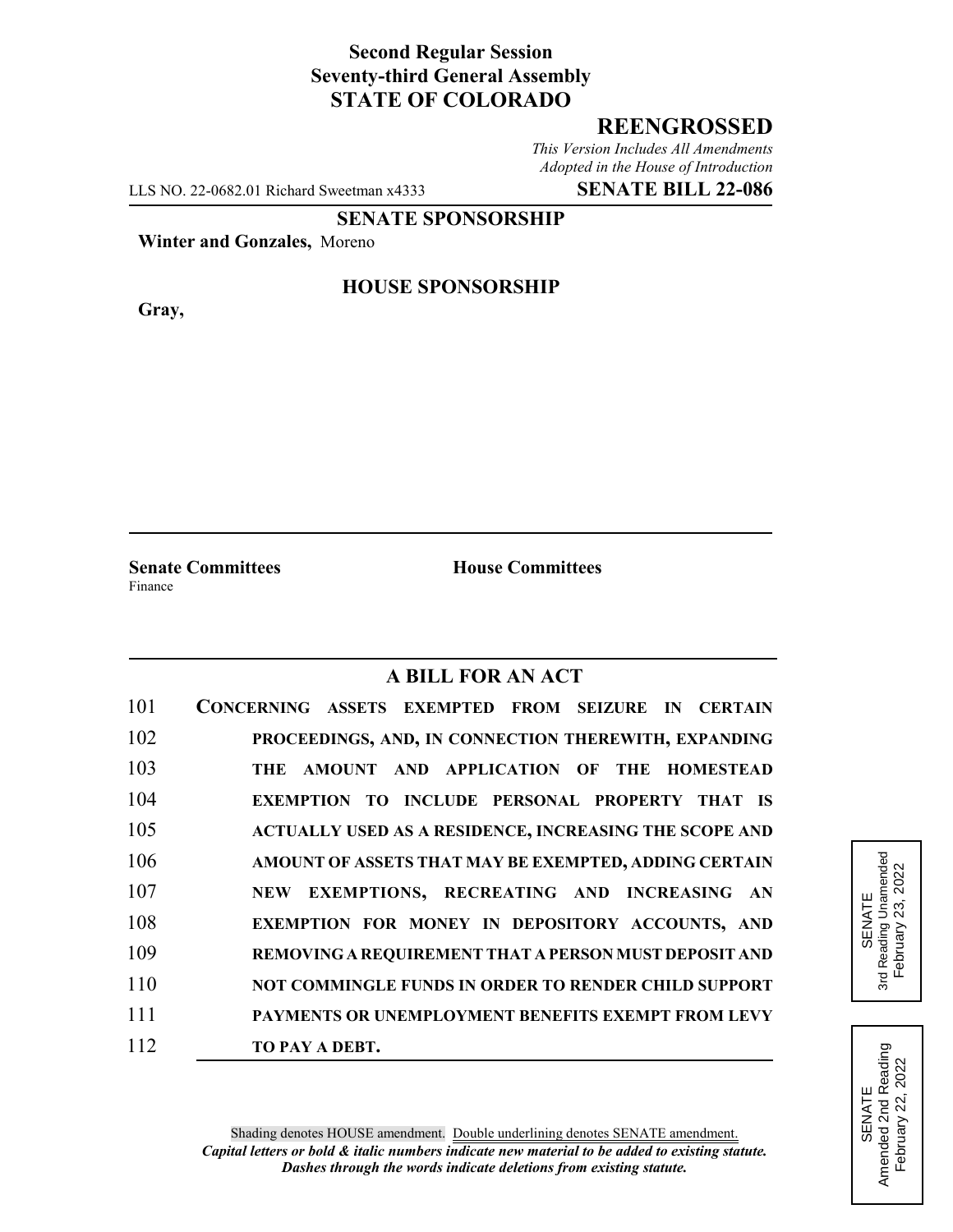**Second Regular Session**
**Seventy-third General Assembly**
**STATE OF COLORADO**

## REENGROSSED

*This Version Includes All Amendments Adopted in the House of Introduction*

LLS NO. 22-0682.01 Richard Sweetman x4333 **SENATE BILL 22-086**

**SENATE SPONSORSHIP**

**Winter and Gonzales,** Moreno

**HOUSE SPONSORSHIP**

**Gray,**

**Senate Committees**
Finance

**House Committees**

## A BILL FOR AN ACT

101 **CONCERNING ASSETS EXEMPTED FROM SEIZURE IN CERTAIN**
102 **PROCEEDINGS, AND, IN CONNECTION THEREWITH, EXPANDING**
103 **THE AMOUNT AND APPLICATION OF THE HOMESTEAD**
104 **EXEMPTION TO INCLUDE PERSONAL PROPERTY THAT IS**
105 **ACTUALLY USED AS A RESIDENCE, INCREASING THE SCOPE AND**
106 **AMOUNT OF ASSETS THAT MAY BE EXEMPTED, ADDING CERTAIN**
107 **NEW EXEMPTIONS, RECREATING AND INCREASING AN**
108 **EXEMPTION FOR MONEY IN DEPOSITORY ACCOUNTS, AND**
109 **REMOVING A REQUIREMENT THAT A PERSON MUST DEPOSIT AND**
110 **NOT COMMINGLE FUNDS IN ORDER TO RENDER CHILD SUPPORT**
111 **PAYMENTS OR UNEMPLOYMENT BENEFITS EXEMPT FROM LEVY**
112 **TO PAY A DEBT.**

SENATE
3rd Reading Unamended
February 23, 2022

SENATE
Amended 2nd Reading
February 22, 2022

Shading denotes HOUSE amendment. Double underlining denotes SENATE amendment.
***Capital letters or bold & italic numbers indicate new material to be added to existing statute.***
***Dashes through the words indicate deletions from existing statute.***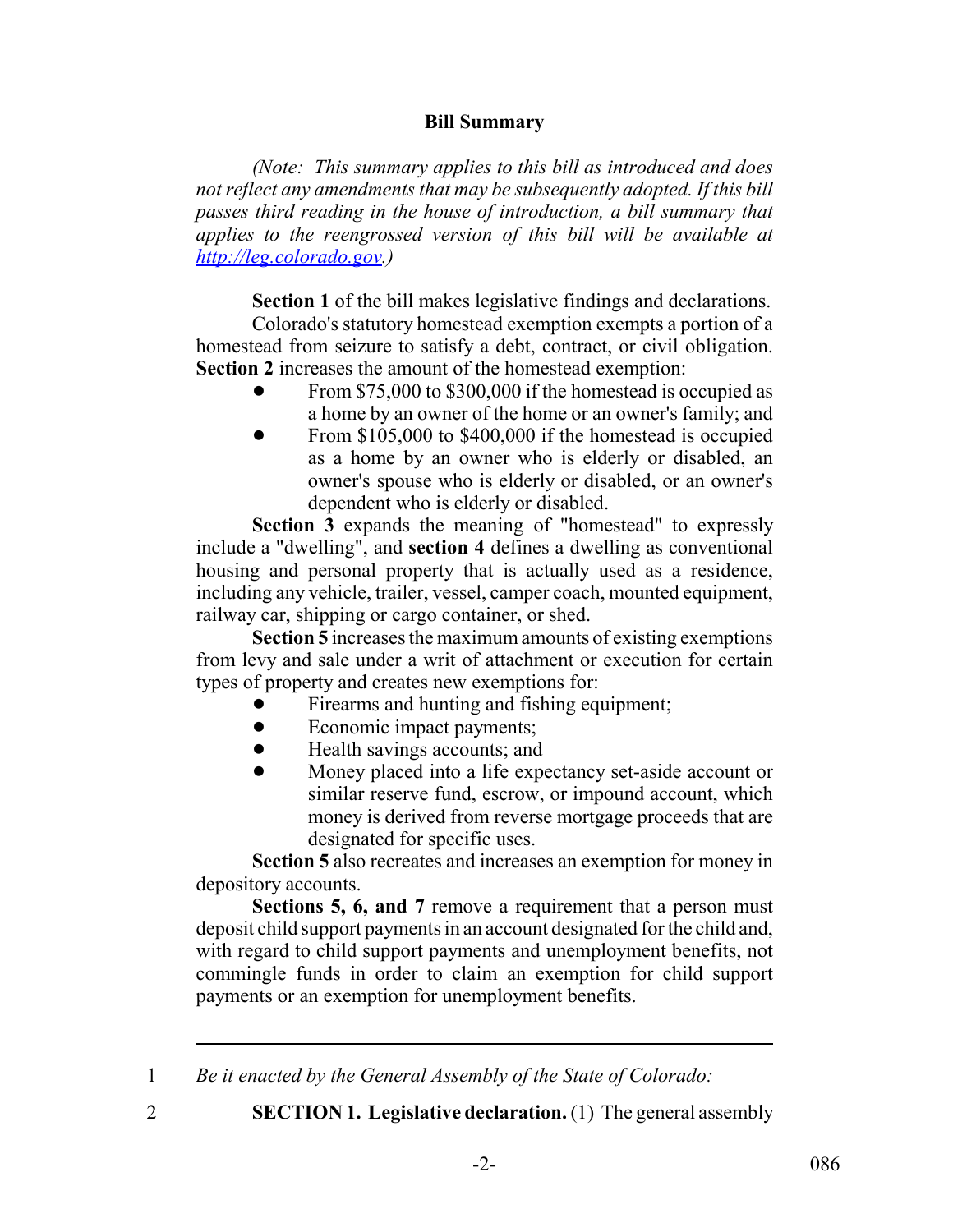**Bill Summary**

*(Note: This summary applies to this bill as introduced and does not reflect any amendments that may be subsequently adopted. If this bill passes third reading in the house of introduction, a bill summary that applies to the reengrossed version of this bill will be available at http://leg.colorado.gov.)*

**Section 1** of the bill makes legislative findings and declarations.

Colorado's statutory homestead exemption exempts a portion of a homestead from seizure to satisfy a debt, contract, or civil obligation. **Section 2** increases the amount of the homestead exemption:

- From \$75,000 to \$300,000 if the homestead is occupied as a home by an owner of the home or an owner's family; and
- From \$105,000 to \$400,000 if the homestead is occupied as a home by an owner who is elderly or disabled, an owner's spouse who is elderly or disabled, or an owner's dependent who is elderly or disabled.

**Section 3** expands the meaning of "homestead" to expressly include a "dwelling", and **section 4** defines a dwelling as conventional housing and personal property that is actually used as a residence, including any vehicle, trailer, vessel, camper coach, mounted equipment, railway car, shipping or cargo container, or shed.

**Section 5** increases the maximum amounts of existing exemptions from levy and sale under a writ of attachment or execution for certain types of property and creates new exemptions for:

- Firearms and hunting and fishing equipment;
- Economic impact payments;
- Health savings accounts; and
- Money placed into a life expectancy set-aside account or similar reserve fund, escrow, or impound account, which money is derived from reverse mortgage proceeds that are designated for specific uses.

**Section 5** also recreates and increases an exemption for money in depository accounts.

**Sections 5, 6, and 7** remove a requirement that a person must deposit child support payments in an account designated for the child and, with regard to child support payments and unemployment benefits, not commingle funds in order to claim an exemption for child support payments or an exemption for unemployment benefits.

---

1 *Be it enacted by the General Assembly of the State of Colorado:*

2 **SECTION 1. Legislative declaration.** (1) The general assembly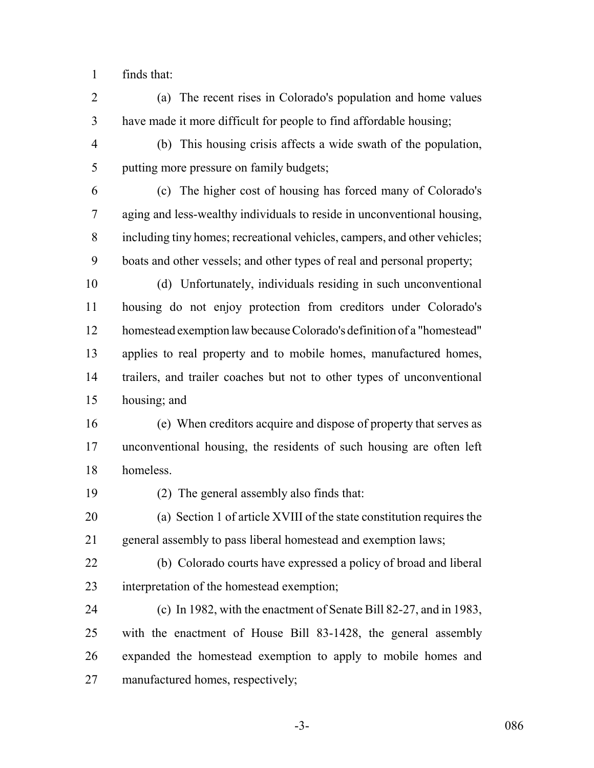finds that:

(a) The recent rises in Colorado's population and home values have made it more difficult for people to find affordable housing;

(b) This housing crisis affects a wide swath of the population, putting more pressure on family budgets;

(c) The higher cost of housing has forced many of Colorado's aging and less-wealthy individuals to reside in unconventional housing, including tiny homes; recreational vehicles, campers, and other vehicles; boats and other vessels; and other types of real and personal property;

(d) Unfortunately, individuals residing in such unconventional housing do not enjoy protection from creditors under Colorado's homestead exemption law because Colorado's definition of a "homestead" applies to real property and to mobile homes, manufactured homes, trailers, and trailer coaches but not to other types of unconventional housing; and

(e) When creditors acquire and dispose of property that serves as unconventional housing, the residents of such housing are often left homeless.

(2) The general assembly also finds that:

(a) Section 1 of article XVIII of the state constitution requires the general assembly to pass liberal homestead and exemption laws;

(b) Colorado courts have expressed a policy of broad and liberal interpretation of the homestead exemption;

(c) In 1982, with the enactment of Senate Bill 82-27, and in 1983, with the enactment of House Bill 83-1428, the general assembly expanded the homestead exemption to apply to mobile homes and manufactured homes, respectively;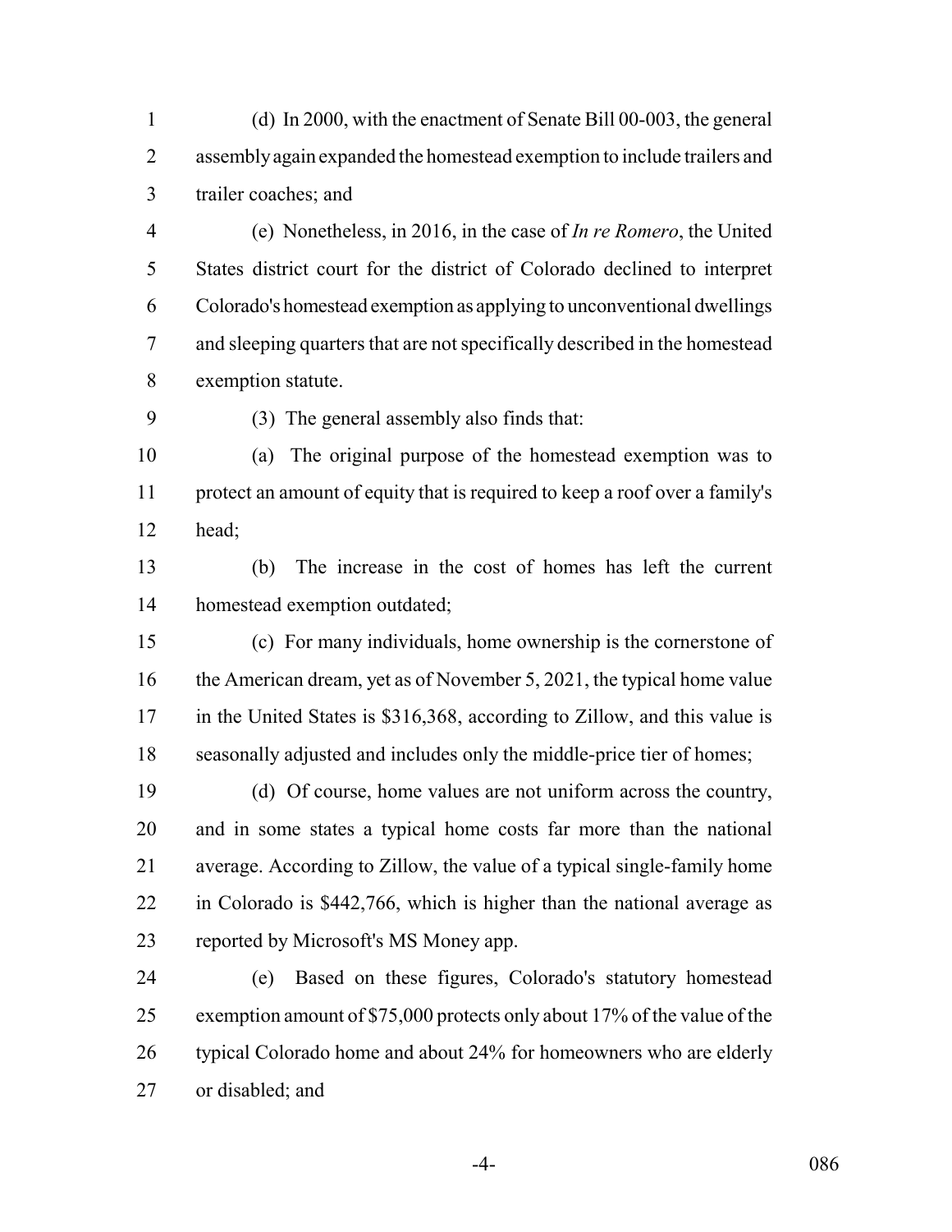(d) In 2000, with the enactment of Senate Bill 00-003, the general assembly again expanded the homestead exemption to include trailers and trailer coaches; and

(e) Nonetheless, in 2016, in the case of *In re Romero*, the United States district court for the district of Colorado declined to interpret Colorado's homestead exemption as applying to unconventional dwellings and sleeping quarters that are not specifically described in the homestead exemption statute.

(3) The general assembly also finds that:

(a) The original purpose of the homestead exemption was to protect an amount of equity that is required to keep a roof over a family's head;

(b) The increase in the cost of homes has left the current homestead exemption outdated;

(c) For many individuals, home ownership is the cornerstone of the American dream, yet as of November 5, 2021, the typical home value in the United States is $316,368, according to Zillow, and this value is seasonally adjusted and includes only the middle-price tier of homes;

(d) Of course, home values are not uniform across the country, and in some states a typical home costs far more than the national average. According to Zillow, the value of a typical single-family home in Colorado is $442,766, which is higher than the national average as reported by Microsoft's MS Money app.

(e) Based on these figures, Colorado's statutory homestead exemption amount of $75,000 protects only about 17% of the value of the typical Colorado home and about 24% for homeowners who are elderly or disabled; and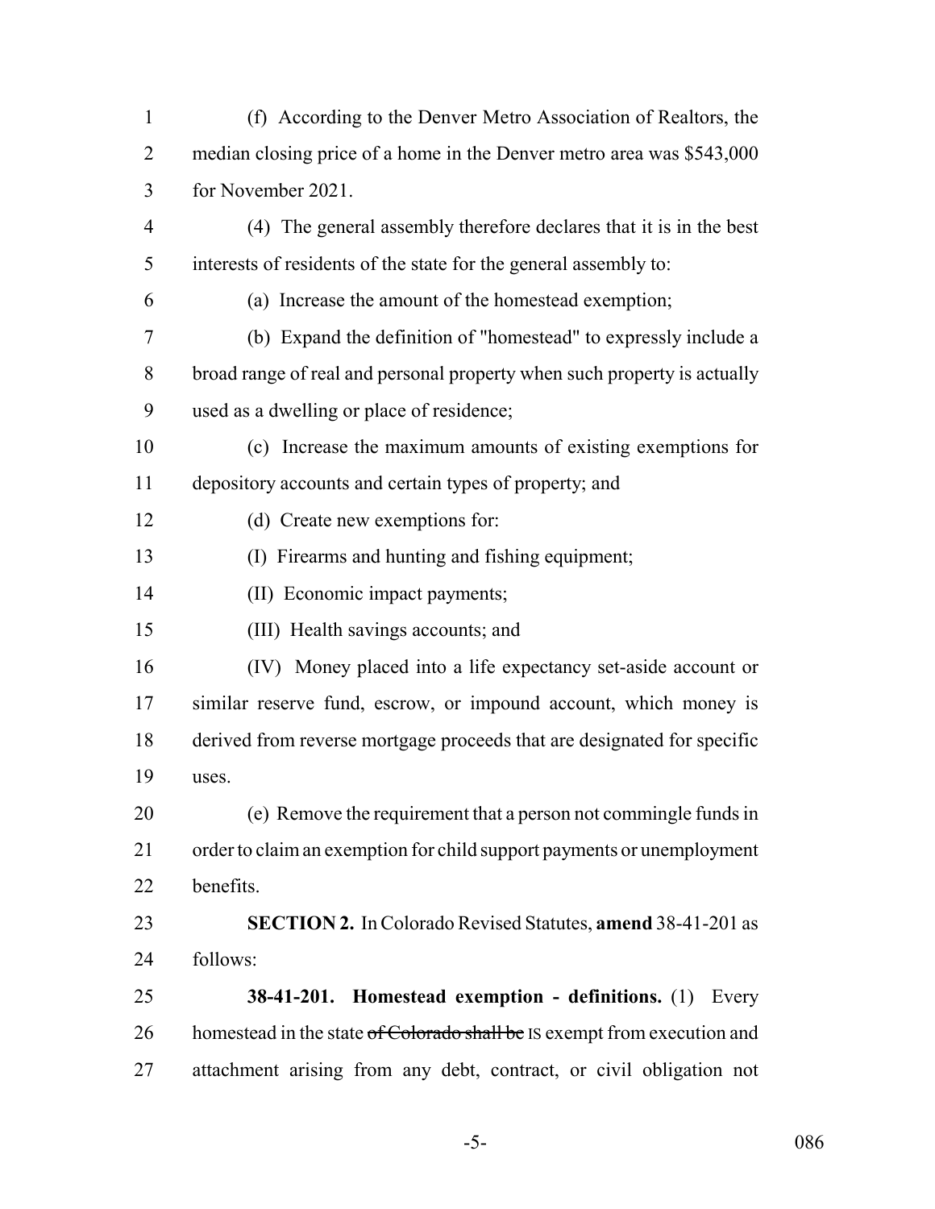(f) According to the Denver Metro Association of Realtors, the median closing price of a home in the Denver metro area was $543,000 for November 2021.

(4) The general assembly therefore declares that it is in the best interests of residents of the state for the general assembly to:

(a) Increase the amount of the homestead exemption;

(b) Expand the definition of "homestead" to expressly include a broad range of real and personal property when such property is actually used as a dwelling or place of residence;

(c) Increase the maximum amounts of existing exemptions for depository accounts and certain types of property; and

(d) Create new exemptions for:

(I) Firearms and hunting and fishing equipment;

(II) Economic impact payments;

(III) Health savings accounts; and

(IV) Money placed into a life expectancy set-aside account or similar reserve fund, escrow, or impound account, which money is derived from reverse mortgage proceeds that are designated for specific uses.

(e) Remove the requirement that a person not commingle funds in order to claim an exemption for child support payments or unemployment benefits.

**SECTION 2.** In Colorado Revised Statutes, **amend** 38-41-201 as follows:

**38-41-201. Homestead exemption - definitions.** (1) Every homestead in the state ~~of Colorado shall be~~ IS exempt from execution and attachment arising from any debt, contract, or civil obligation not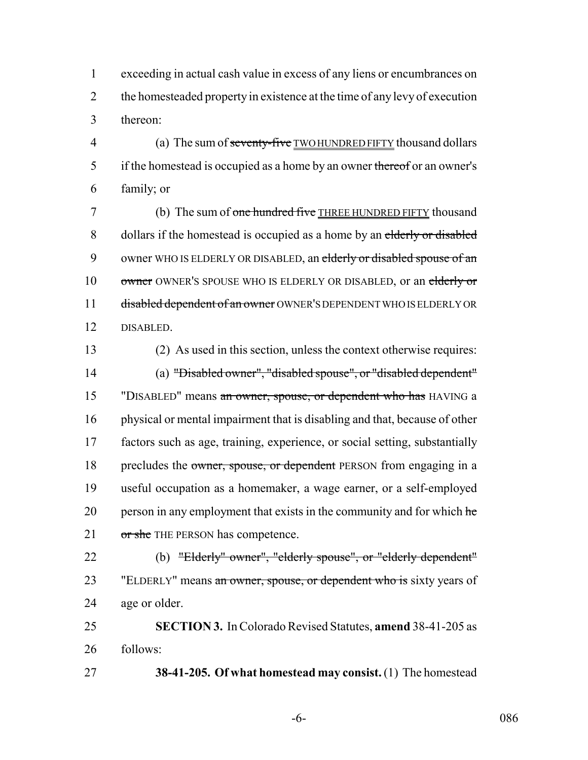exceeding in actual cash value in excess of any liens or encumbrances on the homesteaded property in existence at the time of any levy of execution thereon:

(a) The sum of ~~seventy-five~~ TWO HUNDRED FIFTY thousand dollars if the homestead is occupied as a home by an owner ~~thereof~~ or an owner's family; or

(b) The sum of ~~one hundred five~~ THREE HUNDRED FIFTY thousand dollars if the homestead is occupied as a home by an ~~elderly or disabled~~ owner WHO IS ELDERLY OR DISABLED, an ~~elderly or disabled spouse of an owner~~ OWNER'S SPOUSE WHO IS ELDERLY OR DISABLED, or an ~~elderly or disabled dependent of an owner~~ OWNER'S DEPENDENT WHO IS ELDERLY OR DISABLED.

(2) As used in this section, unless the context otherwise requires:

(a) ~~"Disabled owner", "disabled spouse", or "disabled dependent"~~ "DISABLED" means ~~an owner, spouse, or dependent who has~~ HAVING a physical or mental impairment that is disabling and that, because of other factors such as age, training, experience, or social setting, substantially precludes the ~~owner, spouse, or dependent~~ PERSON from engaging in a useful occupation as a homemaker, a wage earner, or a self-employed person in any employment that exists in the community and for which ~~he or she~~ THE PERSON has competence.

(b) ~~"Elderly" owner", "elderly spouse", or "elderly dependent"~~ "ELDERLY" means ~~an owner, spouse, or dependent who is~~ sixty years of age or older.

**SECTION 3.** In Colorado Revised Statutes, **amend** 38-41-205 as follows:

**38-41-205. Of what homestead may consist.** (1) The homestead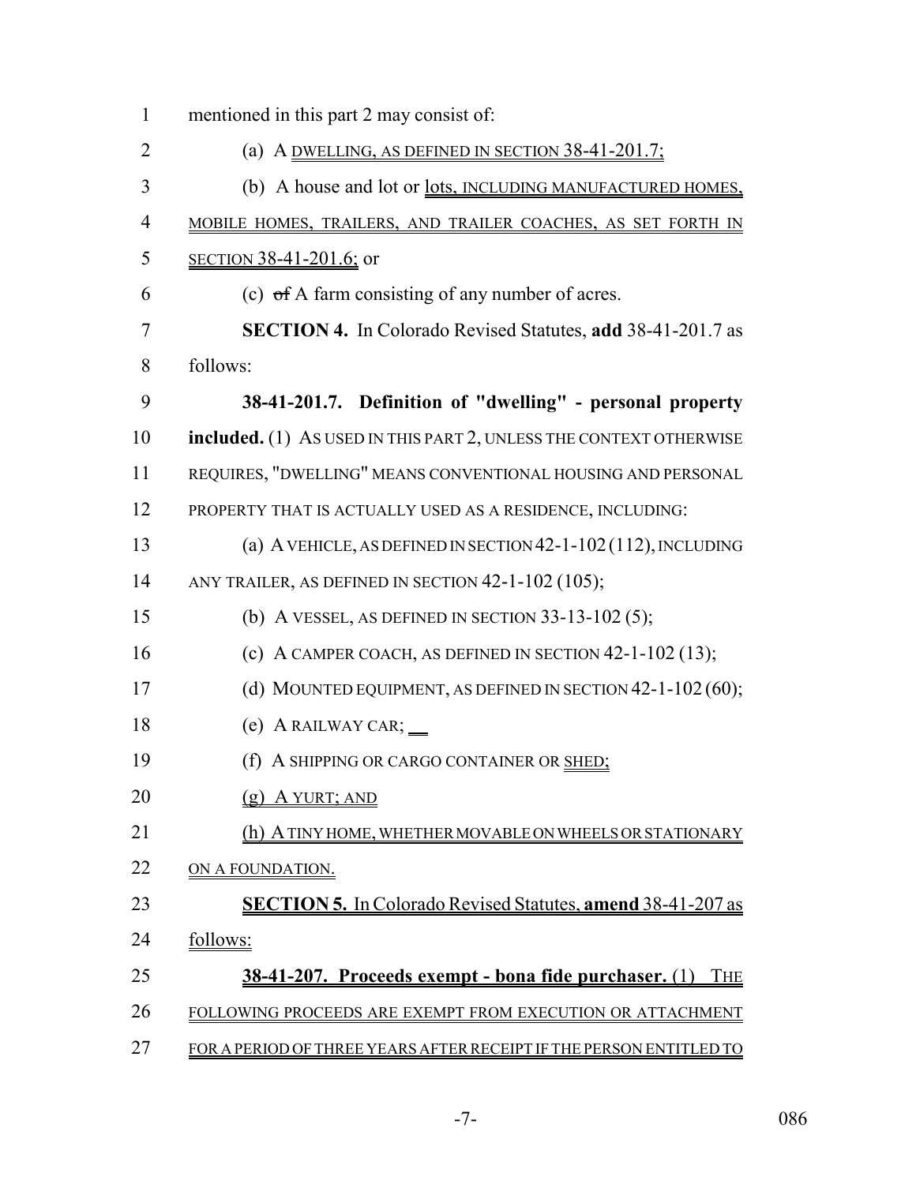mentioned in this part 2 may consist of:

(a) A DWELLING, AS DEFINED IN SECTION 38-41-201.7;

(b) A house and lot or lots, INCLUDING MANUFACTURED HOMES, MOBILE HOMES, TRAILERS, AND TRAILER COACHES, AS SET FORTH IN SECTION 38-41-201.6; or

(c) ~~of~~ A farm consisting of any number of acres.

**SECTION 4.** In Colorado Revised Statutes, **add** 38-41-201.7 as follows:

**38-41-201.7. Definition of "dwelling" - personal property included.** (1) AS USED IN THIS PART 2, UNLESS THE CONTEXT OTHERWISE REQUIRES, "DWELLING" MEANS CONVENTIONAL HOUSING AND PERSONAL PROPERTY THAT IS ACTUALLY USED AS A RESIDENCE, INCLUDING:

(a) A VEHICLE, AS DEFINED IN SECTION 42-1-102 (112), INCLUDING ANY TRAILER, AS DEFINED IN SECTION 42-1-102 (105);

(b) A VESSEL, AS DEFINED IN SECTION 33-13-102 (5);

(c) A CAMPER COACH, AS DEFINED IN SECTION 42-1-102 (13);

(d) MOUNTED EQUIPMENT, AS DEFINED IN SECTION 42-1-102 (60);

(e) A RAILWAY CAR;

(f) A SHIPPING OR CARGO CONTAINER OR SHED;

(g) A YURT; AND

(h) A TINY HOME, WHETHER MOVABLE ON WHEELS OR STATIONARY ON A FOUNDATION.

**SECTION 5.** In Colorado Revised Statutes, **amend** 38-41-207 as follows:

**38-41-207. Proceeds exempt - bona fide purchaser.** (1) THE FOLLOWING PROCEEDS ARE EXEMPT FROM EXECUTION OR ATTACHMENT FOR A PERIOD OF THREE YEARS AFTER RECEIPT IF THE PERSON ENTITLED TO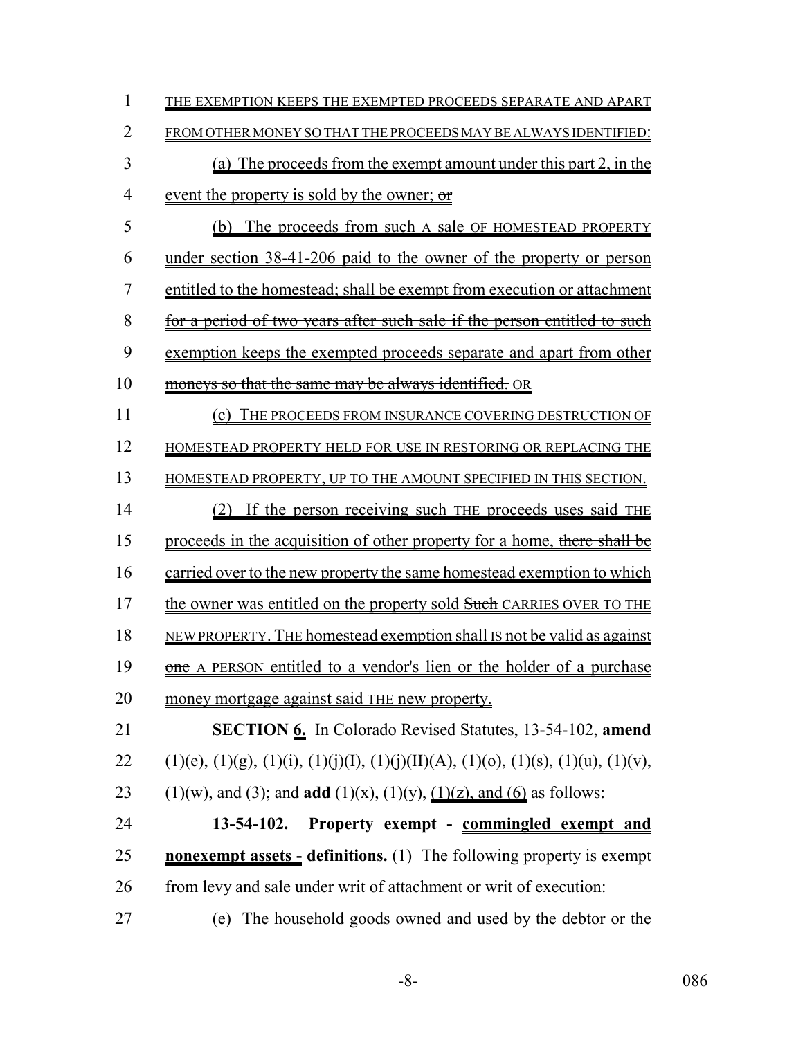THE EXEMPTION KEEPS THE EXEMPTED PROCEEDS SEPARATE AND APART FROM OTHER MONEY SO THAT THE PROCEEDS MAY BE ALWAYS IDENTIFIED:

(a) The proceeds from the exempt amount under this part 2, in the event the property is sold by the owner; ~~or~~

(b) The proceeds from ~~such~~ A sale OF HOMESTEAD PROPERTY under section 38-41-206 paid to the owner of the property or person entitled to the homestead; ~~shall be exempt from execution or attachment for a period of two years after such sale if the person entitled to such exemption keeps the exempted proceeds separate and apart from other moneys so that the same may be always identified.~~ OR

(c) THE PROCEEDS FROM INSURANCE COVERING DESTRUCTION OF HOMESTEAD PROPERTY HELD FOR USE IN RESTORING OR REPLACING THE HOMESTEAD PROPERTY, UP TO THE AMOUNT SPECIFIED IN THIS SECTION.

(2) If the person receiving ~~such~~ THE proceeds uses ~~said~~ THE proceeds in the acquisition of other property for a home, ~~there shall be carried over to the new property~~ the same homestead exemption to which the owner was entitled on the property sold ~~Such~~ CARRIES OVER TO THE NEW PROPERTY. THE homestead exemption ~~shall~~ IS not ~~be~~ valid ~~as~~ against ~~one~~ A PERSON entitled to a vendor's lien or the holder of a purchase money mortgage against ~~said~~ THE new property.

**SECTION 6.** In Colorado Revised Statutes, 13-54-102, **amend** (1)(e), (1)(g), (1)(i), (1)(j)(I), (1)(j)(II)(A), (1)(o), (1)(s), (1)(u), (1)(v), (1)(w), and (3); and **add** (1)(x), (1)(y), (1)(z), and (6) as follows:

**13-54-102. Property exempt - commingled exempt and nonexempt assets - definitions.** (1) The following property is exempt from levy and sale under writ of attachment or writ of execution:

(e) The household goods owned and used by the debtor or the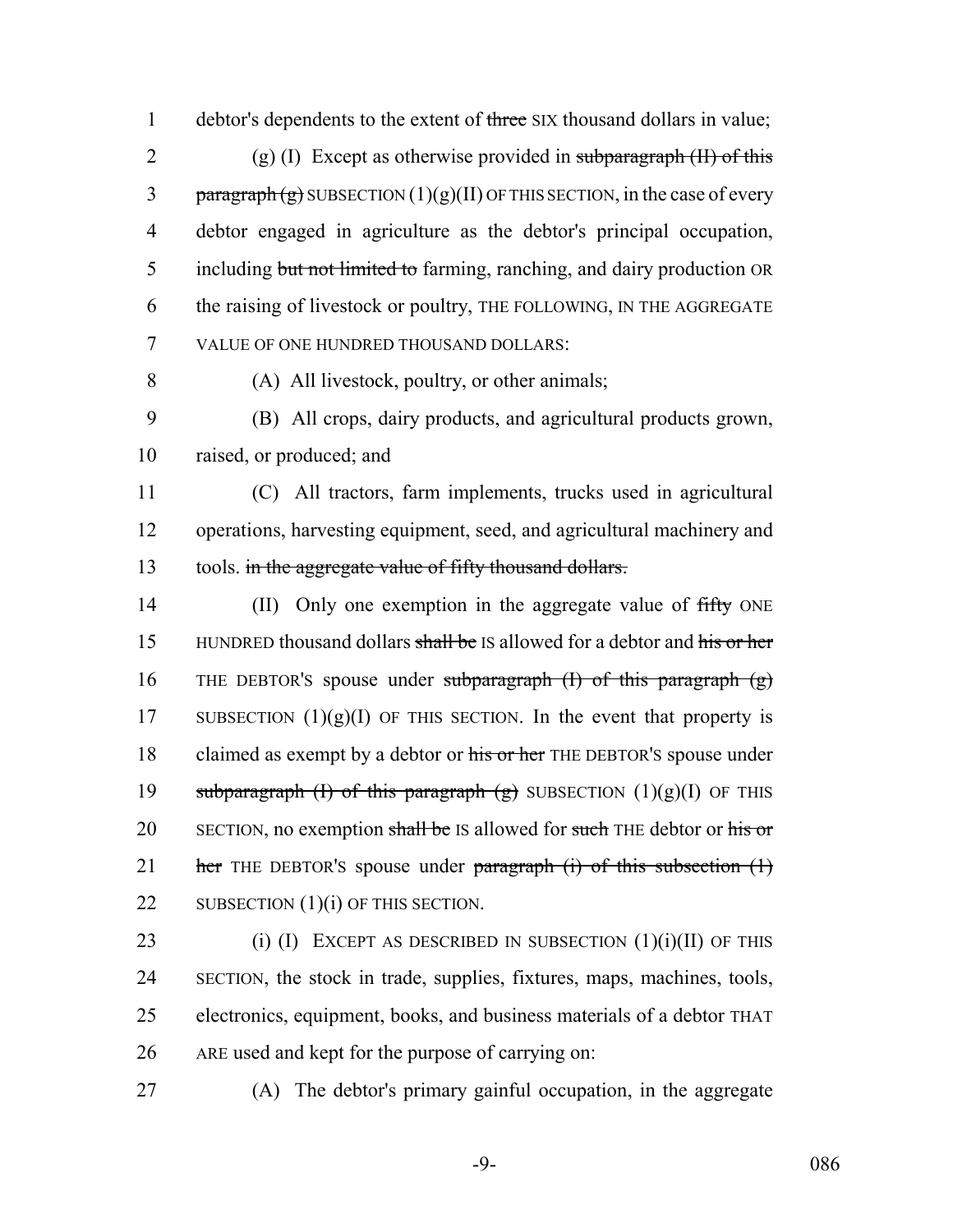debtor's dependents to the extent of ~~three~~ SIX thousand dollars in value;

(g) (I) Except as otherwise provided in ~~subparagraph (II) of this paragraph (g)~~ SUBSECTION (1)(g)(II) OF THIS SECTION, in the case of every debtor engaged in agriculture as the debtor's principal occupation, including ~~but not limited to~~ farming, ranching, and dairy production OR the raising of livestock or poultry, THE FOLLOWING, IN THE AGGREGATE VALUE OF ONE HUNDRED THOUSAND DOLLARS:

(A) All livestock, poultry, or other animals;

(B) All crops, dairy products, and agricultural products grown, raised, or produced; and

(C) All tractors, farm implements, trucks used in agricultural operations, harvesting equipment, seed, and agricultural machinery and tools. ~~in the aggregate value of fifty thousand dollars.~~

(II) Only one exemption in the aggregate value of ~~fifty~~ ONE HUNDRED thousand dollars ~~shall be~~ IS allowed for a debtor and ~~his or her~~ THE DEBTOR'S spouse under ~~subparagraph (I) of this paragraph (g)~~ SUBSECTION (1)(g)(I) OF THIS SECTION. In the event that property is claimed as exempt by a debtor or ~~his or her~~ THE DEBTOR'S spouse under ~~subparagraph (I) of this paragraph (g)~~ SUBSECTION (1)(g)(I) OF THIS SECTION, no exemption ~~shall be~~ IS allowed for ~~such~~ THE debtor or ~~his or her~~ THE DEBTOR'S spouse under ~~paragraph (i) of this subsection (1)~~ SUBSECTION (1)(i) OF THIS SECTION.

(i) (I) EXCEPT AS DESCRIBED IN SUBSECTION (1)(i)(II) OF THIS SECTION, the stock in trade, supplies, fixtures, maps, machines, tools, electronics, equipment, books, and business materials of a debtor THAT ARE used and kept for the purpose of carrying on:

(A) The debtor's primary gainful occupation, in the aggregate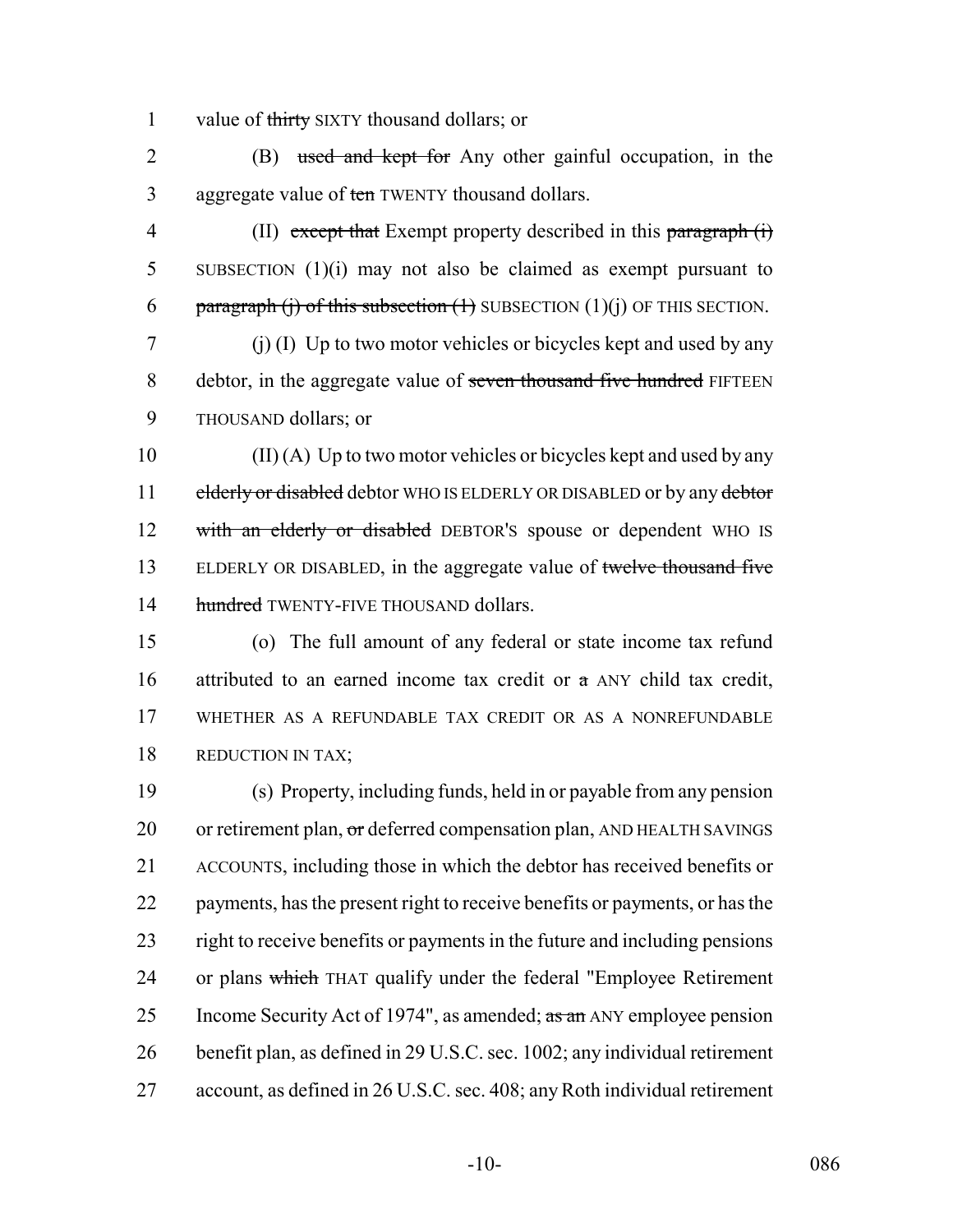value of ~~thirty~~ SIXTY thousand dollars; or

(B) ~~used and kept for~~ Any other gainful occupation, in the aggregate value of ~~ten~~ TWENTY thousand dollars.

(II) ~~except that~~ Exempt property described in this ~~paragraph (i)~~ SUBSECTION (1)(i) may not also be claimed as exempt pursuant to ~~paragraph (j) of this subsection (1)~~ SUBSECTION (1)(j) OF THIS SECTION.

(j) (I) Up to two motor vehicles or bicycles kept and used by any debtor, in the aggregate value of ~~seven thousand five hundred~~ FIFTEEN THOUSAND dollars; or

(II) (A) Up to two motor vehicles or bicycles kept and used by any ~~elderly or disabled~~ debtor WHO IS ELDERLY OR DISABLED or by any ~~debtor with an elderly or disabled~~ DEBTOR'S spouse or dependent WHO IS ELDERLY OR DISABLED, in the aggregate value of ~~twelve thousand five hundred~~ TWENTY-FIVE THOUSAND dollars.

(o) The full amount of any federal or state income tax refund attributed to an earned income tax credit or ~~a~~ ANY child tax credit, WHETHER AS A REFUNDABLE TAX CREDIT OR AS A NONREFUNDABLE REDUCTION IN TAX;

(s) Property, including funds, held in or payable from any pension or retirement plan, ~~or~~ deferred compensation plan, AND HEALTH SAVINGS ACCOUNTS, including those in which the debtor has received benefits or payments, has the present right to receive benefits or payments, or has the right to receive benefits or payments in the future and including pensions or plans ~~which~~ THAT qualify under the federal "Employee Retirement Income Security Act of 1974", as amended; ~~as an~~ ANY employee pension benefit plan, as defined in 29 U.S.C. sec. 1002; any individual retirement account, as defined in 26 U.S.C. sec. 408; any Roth individual retirement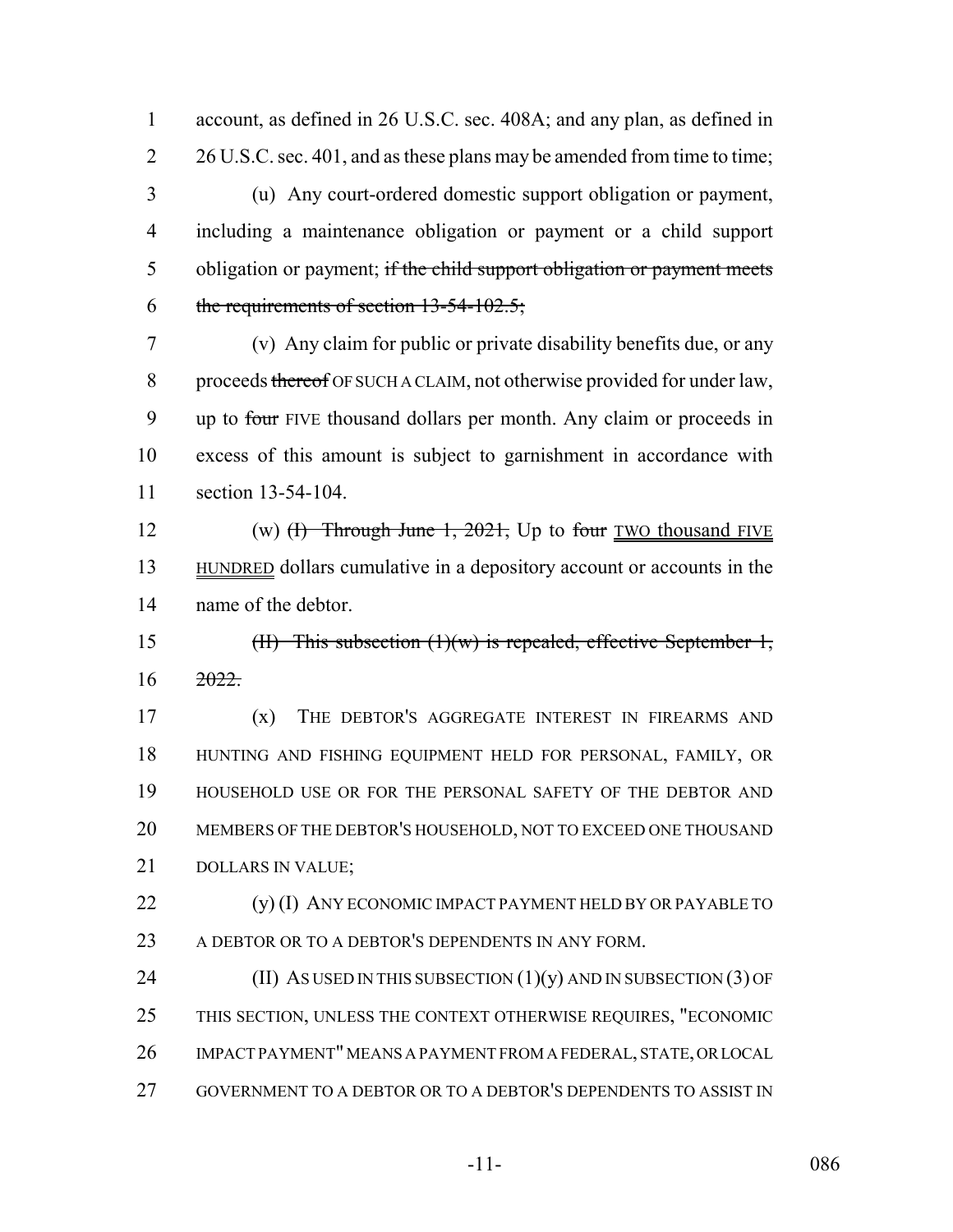account, as defined in 26 U.S.C. sec. 408A; and any plan, as defined in 26 U.S.C. sec. 401, and as these plans may be amended from time to time;

(u) Any court-ordered domestic support obligation or payment, including a maintenance obligation or payment or a child support obligation or payment; ~~if the child support obligation or payment meets the requirements of section 13-54-102.5;~~

(v) Any claim for public or private disability benefits due, or any proceeds ~~thereof~~ OF SUCH A CLAIM, not otherwise provided for under law, up to ~~four~~ FIVE thousand dollars per month. Any claim or proceeds in excess of this amount is subject to garnishment in accordance with section 13-54-104.

(w) ~~(I) Through June 1, 2021,~~ Up to ~~four~~ TWO thousand FIVE HUNDRED dollars cumulative in a depository account or accounts in the name of the debtor.

~~(II) This subsection (1)(w) is repealed, effective September 1, 2022.~~

(x) THE DEBTOR'S AGGREGATE INTEREST IN FIREARMS AND HUNTING AND FISHING EQUIPMENT HELD FOR PERSONAL, FAMILY, OR HOUSEHOLD USE OR FOR THE PERSONAL SAFETY OF THE DEBTOR AND MEMBERS OF THE DEBTOR'S HOUSEHOLD, NOT TO EXCEED ONE THOUSAND DOLLARS IN VALUE;

(y) (I) ANY ECONOMIC IMPACT PAYMENT HELD BY OR PAYABLE TO A DEBTOR OR TO A DEBTOR'S DEPENDENTS IN ANY FORM.

(II) AS USED IN THIS SUBSECTION (1)(y) AND IN SUBSECTION (3) OF THIS SECTION, UNLESS THE CONTEXT OTHERWISE REQUIRES, "ECONOMIC IMPACT PAYMENT" MEANS A PAYMENT FROM A FEDERAL, STATE, OR LOCAL GOVERNMENT TO A DEBTOR OR TO A DEBTOR'S DEPENDENTS TO ASSIST IN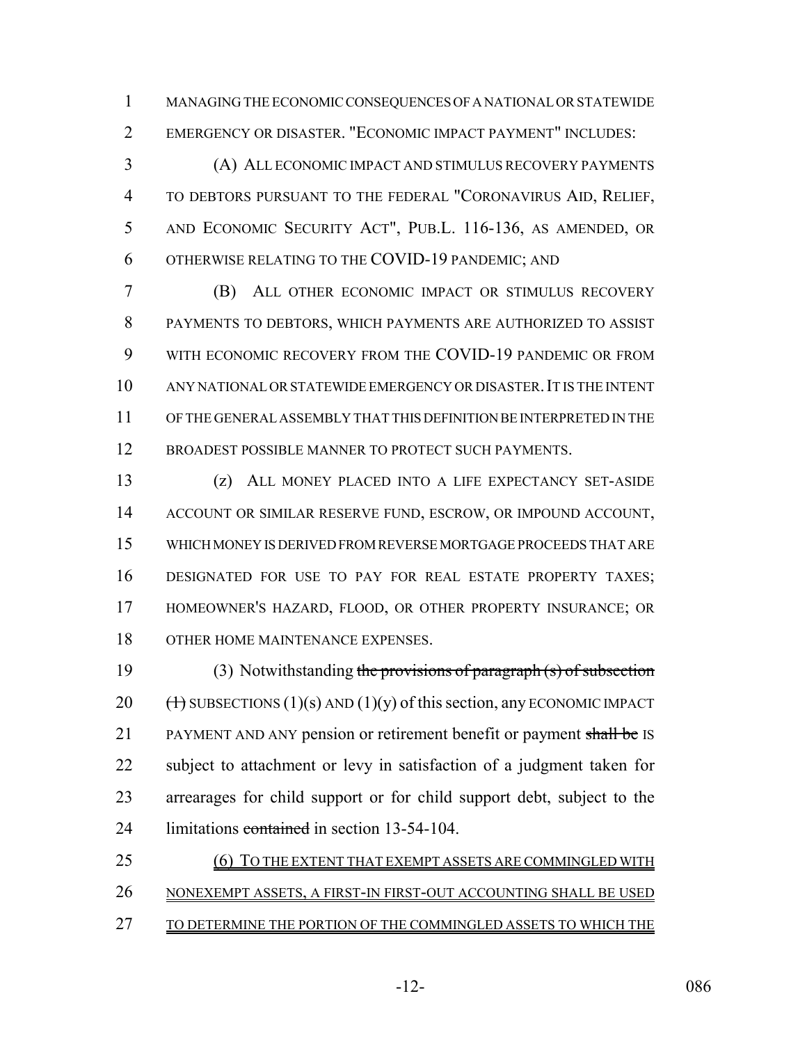MANAGING THE ECONOMIC CONSEQUENCES OF A NATIONAL OR STATEWIDE EMERGENCY OR DISASTER. "ECONOMIC IMPACT PAYMENT" INCLUDES:

(A) ALL ECONOMIC IMPACT AND STIMULUS RECOVERY PAYMENTS TO DEBTORS PURSUANT TO THE FEDERAL "CORONAVIRUS AID, RELIEF, AND ECONOMIC SECURITY ACT", PUB.L. 116-136, AS AMENDED, OR OTHERWISE RELATING TO THE COVID-19 PANDEMIC; AND

(B) ALL OTHER ECONOMIC IMPACT OR STIMULUS RECOVERY PAYMENTS TO DEBTORS, WHICH PAYMENTS ARE AUTHORIZED TO ASSIST WITH ECONOMIC RECOVERY FROM THE COVID-19 PANDEMIC OR FROM ANY NATIONAL OR STATEWIDE EMERGENCY OR DISASTER. IT IS THE INTENT OF THE GENERAL ASSEMBLY THAT THIS DEFINITION BE INTERPRETED IN THE BROADEST POSSIBLE MANNER TO PROTECT SUCH PAYMENTS.

(z) ALL MONEY PLACED INTO A LIFE EXPECTANCY SET-ASIDE ACCOUNT OR SIMILAR RESERVE FUND, ESCROW, OR IMPOUND ACCOUNT, WHICH MONEY IS DERIVED FROM REVERSE MORTGAGE PROCEEDS THAT ARE DESIGNATED FOR USE TO PAY FOR REAL ESTATE PROPERTY TAXES; HOMEOWNER'S HAZARD, FLOOD, OR OTHER PROPERTY INSURANCE; OR OTHER HOME MAINTENANCE EXPENSES.

(3) Notwithstanding ~~the provisions of paragraph (s) of subsection (1)~~ SUBSECTIONS (1)(s) AND (1)(y) of this section, any ECONOMIC IMPACT PAYMENT AND ANY pension or retirement benefit or payment ~~shall be~~ IS subject to attachment or levy in satisfaction of a judgment taken for arrearages for child support or for child support debt, subject to the limitations ~~contained~~ in section 13-54-104.

(6) TO THE EXTENT THAT EXEMPT ASSETS ARE COMMINGLED WITH NONEXEMPT ASSETS, A FIRST-IN FIRST-OUT ACCOUNTING SHALL BE USED TO DETERMINE THE PORTION OF THE COMMINGLED ASSETS TO WHICH THE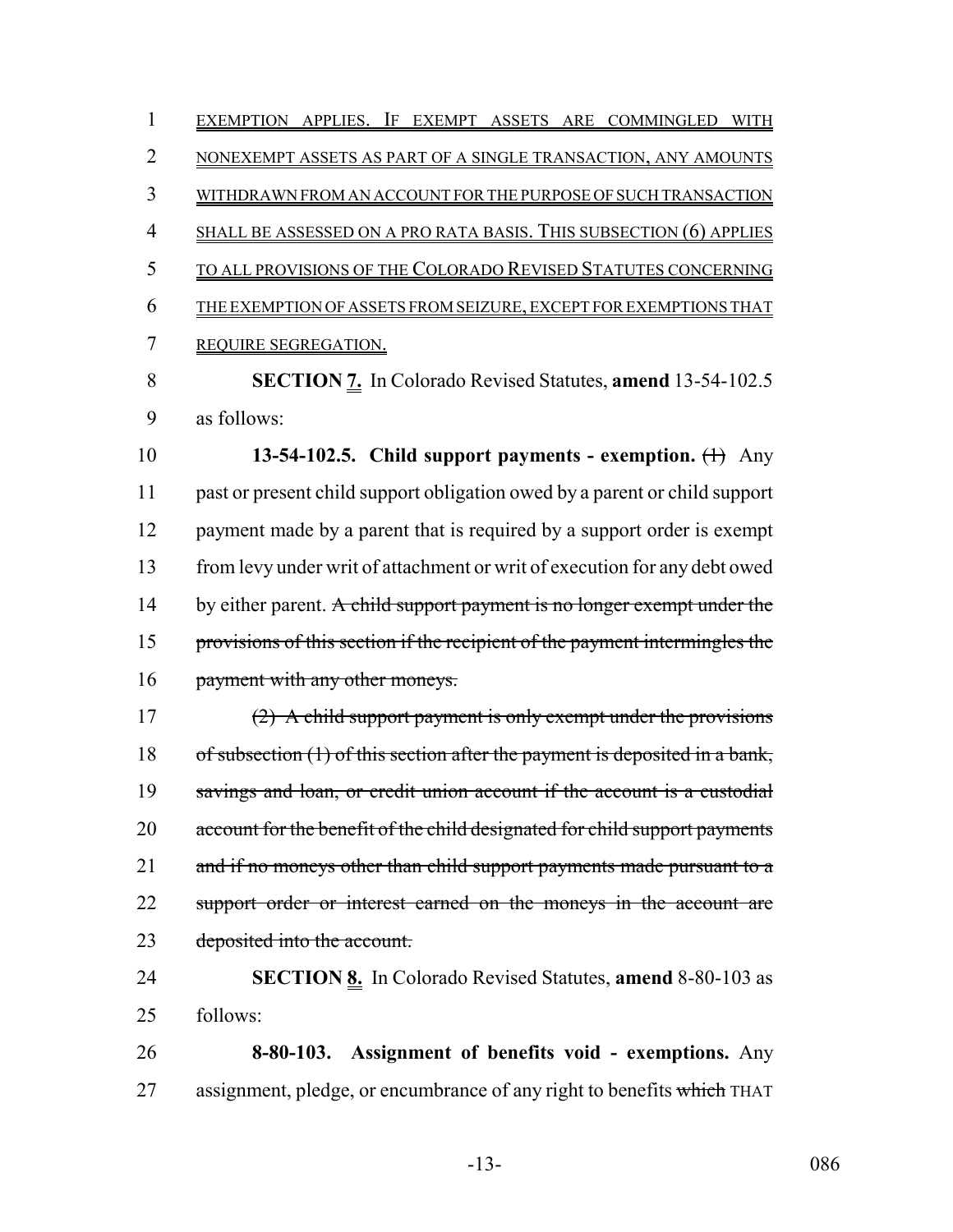EXEMPTION APPLIES. IF EXEMPT ASSETS ARE COMMINGLED WITH NONEXEMPT ASSETS AS PART OF A SINGLE TRANSACTION, ANY AMOUNTS WITHDRAWN FROM AN ACCOUNT FOR THE PURPOSE OF SUCH TRANSACTION SHALL BE ASSESSED ON A PRO RATA BASIS. THIS SUBSECTION (6) APPLIES TO ALL PROVISIONS OF THE COLORADO REVISED STATUTES CONCERNING THE EXEMPTION OF ASSETS FROM SEIZURE, EXCEPT FOR EXEMPTIONS THAT REQUIRE SEGREGATION.

**SECTION 7.** In Colorado Revised Statutes, **amend** 13-54-102.5 as follows:

**13-54-102.5. Child support payments - exemption.** ~~(1)~~ Any past or present child support obligation owed by a parent or child support payment made by a parent that is required by a support order is exempt from levy under writ of attachment or writ of execution for any debt owed by either parent. ~~A child support payment is no longer exempt under the provisions of this section if the recipient of the payment intermingles the payment with any other moneys.~~

~~(2) A child support payment is only exempt under the provisions of subsection (1) of this section after the payment is deposited in a bank, savings and loan, or credit union account if the account is a custodial account for the benefit of the child designated for child support payments and if no moneys other than child support payments made pursuant to a support order or interest earned on the moneys in the account are deposited into the account.~~

**SECTION 8.** In Colorado Revised Statutes, **amend** 8-80-103 as follows:

**8-80-103. Assignment of benefits void - exemptions.** Any assignment, pledge, or encumbrance of any right to benefits ~~which~~ THAT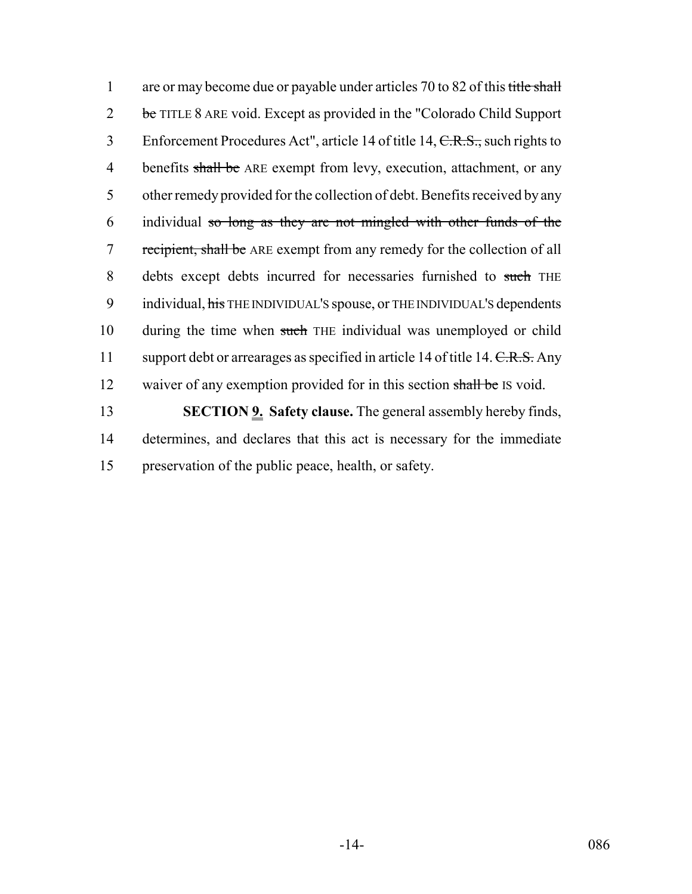1 are or may become due or payable under articles 70 to 82 of this ~~title shall~~
2 ~~be~~ TITLE 8 ARE void. Except as provided in the "Colorado Child Support
3 Enforcement Procedures Act", article 14 of title 14, ~~C.R.S.,~~ such rights to
4 benefits ~~shall be~~ ARE exempt from levy, execution, attachment, or any
5 other remedy provided for the collection of debt. Benefits received by any
6 individual ~~so long as they are not mingled with other funds of the~~
7 ~~recipient, shall be~~ ARE exempt from any remedy for the collection of all
8 debts except debts incurred for necessaries furnished to ~~such~~ THE
9 individual, ~~his~~ THE INDIVIDUAL'S spouse, or THE INDIVIDUAL'S dependents
10 during the time when ~~such~~ THE individual was unemployed or child
11 support debt or arrearages as specified in article 14 of title 14. ~~C.R.S.~~ Any
12 waiver of any exemption provided for in this section ~~shall be~~ IS void.

13 **SECTION 9. Safety clause.** The general assembly hereby finds,
14 determines, and declares that this act is necessary for the immediate
15 preservation of the public peace, health, or safety.